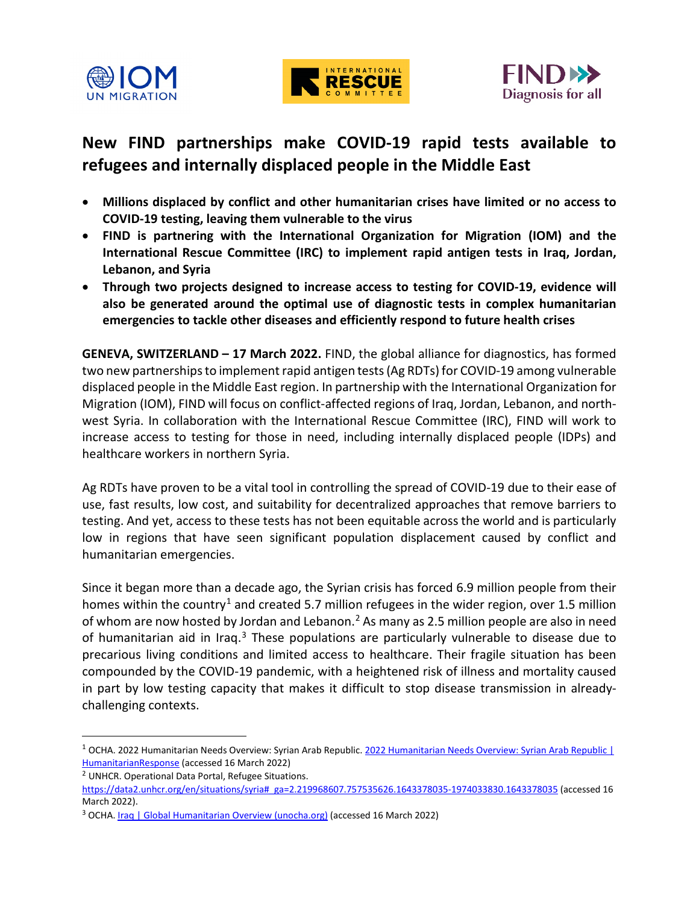# New FIND partnerships make COVID-19 rapid tests available to refugees and internally displaced people in the Middle East

- **Millions displaced by conflict and other humanitarian crises have limited or no access to COVID-19 testing, leaving them vulnerable to the virus**
- **FIND is partnering with the International Organization for Migration (IOM) and the International Rescue Committee (IRC) to implement rapid antigen tests in Iraq, Jordan, Lebanon, and Syria**
- **Through two projects designed to increase access to testing for COVID-19, evidence will also be generated around the optimal use of diagnostic tests in complex humanitarian emergencies to tackle other diseases and efficiently respond to future health crises**

**GENEVA, SWITZERLAND – 17 March 2022.** FIND, the global alliance for diagnostics, has formed two new partnerships to implement rapid antigen tests (Ag RDTs) for COVID-19 among vulnerable displaced people in the Middle East region. In partnership with the International Organization for Migration (IOM), FIND will focus on conflict-affected regions of Iraq, Jordan, Lebanon, and north-west Syria. In collaboration with the International Rescue Committee (IRC), FIND will work to increase access to testing for those in need, including internally displaced people (IDPs) and healthcare workers in northern Syria.

Ag RDTs have proven to be a vital tool in controlling the spread of COVID-19 due to their ease of use, fast results, low cost, and suitability for decentralized approaches that remove barriers to testing. And yet, access to these tests has not been equitable across the world and is particularly low in regions that have seen significant population displacement caused by conflict and humanitarian emergencies.

Since it began more than a decade ago, the Syrian crisis has forced 6.9 million people from their homes within the country[1] and created 5.7 million refugees in the wider region, over 1.5 million of whom are now hosted by Jordan and Lebanon.[2] As many as 2.5 million people are also in need of humanitarian aid in Iraq.[3] These populations are particularly vulnerable to disease due to precarious living conditions and limited access to healthcare. Their fragile situation has been compounded by the COVID-19 pandemic, with a heightened risk of illness and mortality caused in part by low testing capacity that makes it difficult to stop disease transmission in already-challenging contexts.

---

[1] OCHA. 2022 Humanitarian Needs Overview: Syrian Arab Republic. 2022 Humanitarian Needs Overview: Syrian Arab Republic | HumanitarianResponse (accessed 16 March 2022)

[2] UNHCR. Operational Data Portal, Refugee Situations. https://data2.unhcr.org/en/situations/syria#_ga=2.219968607.757535626.1643378035-1974033830.1643378035 (accessed 16 March 2022).

[3] OCHA. Iraq | Global Humanitarian Overview (unocha.org) (accessed 16 March 2022)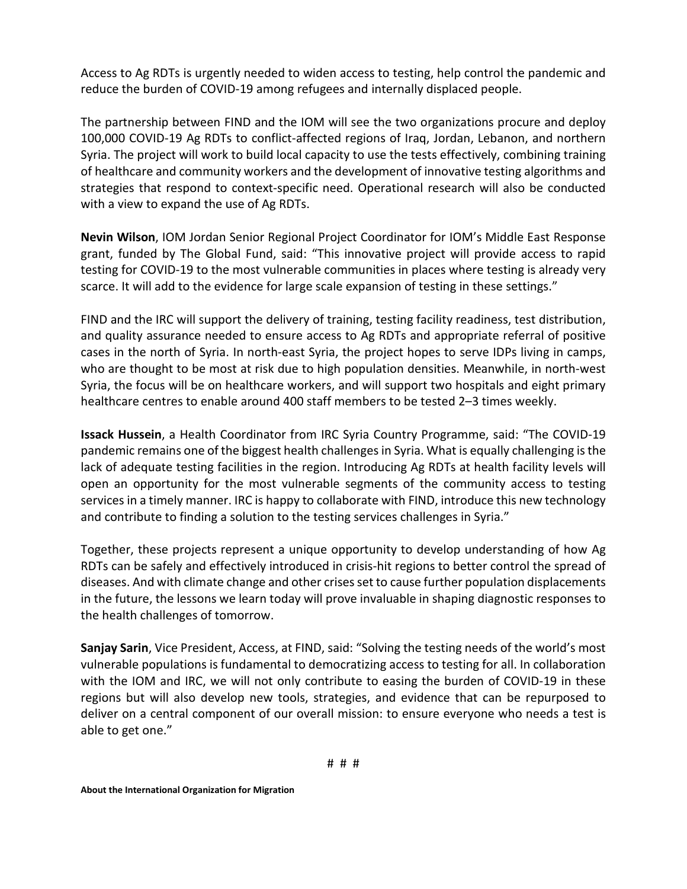Access to Ag RDTs is urgently needed to widen access to testing, help control the pandemic and reduce the burden of COVID-19 among refugees and internally displaced people.

The partnership between FIND and the IOM will see the two organizations procure and deploy 100,000 COVID-19 Ag RDTs to conflict-affected regions of Iraq, Jordan, Lebanon, and northern Syria. The project will work to build local capacity to use the tests effectively, combining training of healthcare and community workers and the development of innovative testing algorithms and strategies that respond to context-specific need. Operational research will also be conducted with a view to expand the use of Ag RDTs.

**Nevin Wilson**, IOM Jordan Senior Regional Project Coordinator for IOM's Middle East Response grant, funded by The Global Fund, said: "This innovative project will provide access to rapid testing for COVID-19 to the most vulnerable communities in places where testing is already very scarce. It will add to the evidence for large scale expansion of testing in these settings."

FIND and the IRC will support the delivery of training, testing facility readiness, test distribution, and quality assurance needed to ensure access to Ag RDTs and appropriate referral of positive cases in the north of Syria. In north-east Syria, the project hopes to serve IDPs living in camps, who are thought to be most at risk due to high population densities. Meanwhile, in north-west Syria, the focus will be on healthcare workers, and will support two hospitals and eight primary healthcare centres to enable around 400 staff members to be tested 2–3 times weekly.

**Issack Hussein**, a Health Coordinator from IRC Syria Country Programme, said: "The COVID-19 pandemic remains one of the biggest health challenges in Syria. What is equally challenging is the lack of adequate testing facilities in the region. Introducing Ag RDTs at health facility levels will open an opportunity for the most vulnerable segments of the community access to testing services in a timely manner. IRC is happy to collaborate with FIND, introduce this new technology and contribute to finding a solution to the testing services challenges in Syria."

Together, these projects represent a unique opportunity to develop understanding of how Ag RDTs can be safely and effectively introduced in crisis-hit regions to better control the spread of diseases. And with climate change and other crises set to cause further population displacements in the future, the lessons we learn today will prove invaluable in shaping diagnostic responses to the health challenges of tomorrow.

**Sanjay Sarin**, Vice President, Access, at FIND, said: "Solving the testing needs of the world's most vulnerable populations is fundamental to democratizing access to testing for all. In collaboration with the IOM and IRC, we will not only contribute to easing the burden of COVID-19 in these regions but will also develop new tools, strategies, and evidence that can be repurposed to deliver on a central component of our overall mission: to ensure everyone who needs a test is able to get one."

# # #

**About the International Organization for Migration**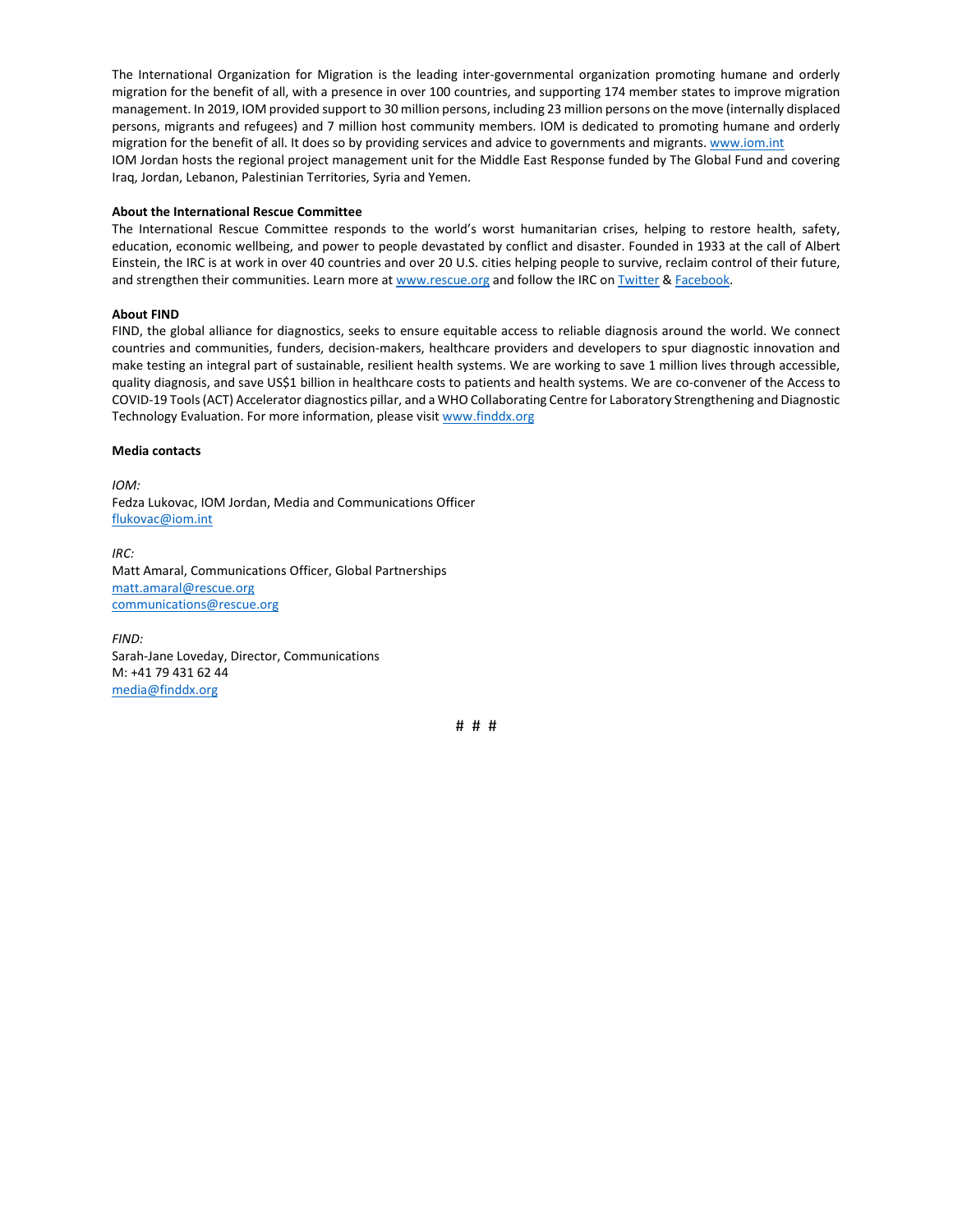The International Organization for Migration is the leading inter-governmental organization promoting humane and orderly migration for the benefit of all, with a presence in over 100 countries, and supporting 174 member states to improve migration management. In 2019, IOM provided support to 30 million persons, including 23 million persons on the move (internally displaced persons, migrants and refugees) and 7 million host community members. IOM is dedicated to promoting humane and orderly migration for the benefit of all. It does so by providing services and advice to governments and migrants. [www.iom.int](http://www.iom.int)
IOM Jordan hosts the regional project management unit for the Middle East Response funded by The Global Fund and covering Iraq, Jordan, Lebanon, Palestinian Territories, Syria and Yemen.

**About the International Rescue Committee**
The International Rescue Committee responds to the world's worst humanitarian crises, helping to restore health, safety, education, economic wellbeing, and power to people devastated by conflict and disaster. Founded in 1933 at the call of Albert Einstein, the IRC is at work in over 40 countries and over 20 U.S. cities helping people to survive, reclaim control of their future, and strengthen their communities. Learn more at [www.rescue.org](http://www.rescue.org) and follow the IRC on Twitter & Facebook.

**About FIND**
FIND, the global alliance for diagnostics, seeks to ensure equitable access to reliable diagnosis around the world. We connect countries and communities, funders, decision-makers, healthcare providers and developers to spur diagnostic innovation and make testing an integral part of sustainable, resilient health systems. We are working to save 1 million lives through accessible, quality diagnosis, and save US$1 billion in healthcare costs to patients and health systems. We are co-convener of the Access to COVID-19 Tools (ACT) Accelerator diagnostics pillar, and a WHO Collaborating Centre for Laboratory Strengthening and Diagnostic Technology Evaluation. For more information, please visit [www.finddx.org](http://www.finddx.org)

**Media contacts**

*IOM:*
Fedza Lukovac, IOM Jordan, Media and Communications Officer
flukovac@iom.int

*IRC:*
Matt Amaral, Communications Officer, Global Partnerships
matt.amaral@rescue.org
communications@rescue.org

*FIND:*
Sarah-Jane Loveday, Director, Communications
M: +41 79 431 62 44
media@finddx.org

# # #